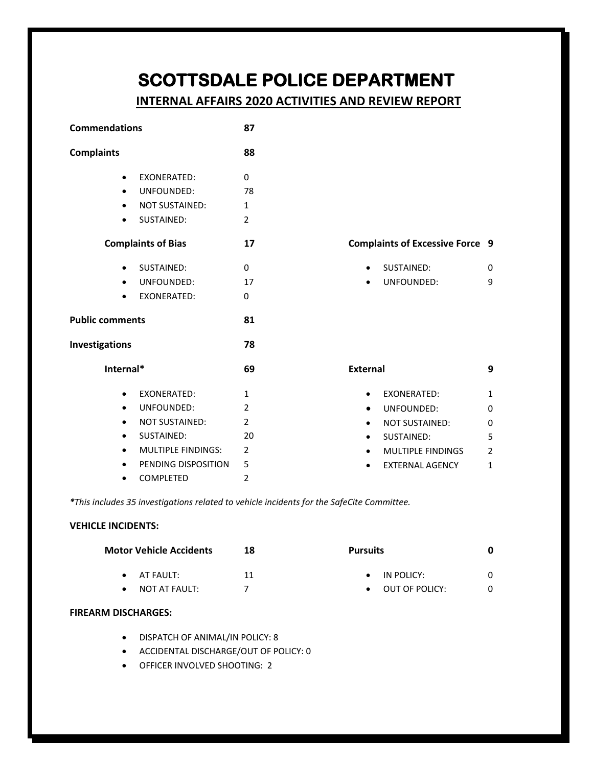# SCOTTSDALE POLICE DEPARTMENT

## INTERNAL AFFAIRS 2020 ACTIVITIES AND REVIEW REPORT

**Commendations** **87**

**Complaints** **88**

- EXONERATED: 0
- UNFOUNDED: 78
- NOT SUSTAINED: 1
- SUSTAINED: 2

**Complaints of Bias** **17**

- SUSTAINED: 0
- UNFOUNDED: 17
- EXONERATED: 0

**Complaints of Excessive Force** **9**

- SUSTAINED: 0
- UNFOUNDED: 9

**Public comments** **81**

**Investigations** **78**

**Internal*** **69**

- EXONERATED: 1
- UNFOUNDED: 2
- NOT SUSTAINED: 2
- SUSTAINED: 20
- MULTIPLE FINDINGS: 2
- PENDING DISPOSITION 5
- COMPLETED 2

**External** **9**

- EXONERATED: 1
- UNFOUNDED: 0
- NOT SUSTAINED: 0
- SUSTAINED: 5
- MULTIPLE FINDINGS 2
- EXTERNAL AGENCY 1

***This includes 35 investigations related to vehicle incidents for the SafeCite Committee.***

**VEHICLE INCIDENTS:**

**Motor Vehicle Accidents** **18**

- AT FAULT: 11
- NOT AT FAULT: 7

**Pursuits** **0**

- IN POLICY: 0
- OUT OF POLICY: 0

**FIREARM DISCHARGES:**

- DISPATCH OF ANIMAL/IN POLICY: 8
- ACCIDENTAL DISCHARGE/OUT OF POLICY: 0
- OFFICER INVOLVED SHOOTING: 2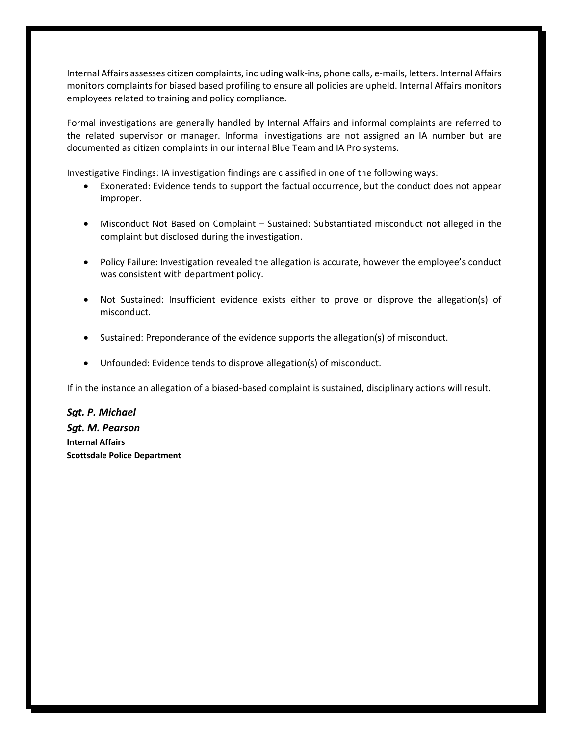Internal Affairs assesses citizen complaints, including walk-ins, phone calls, e-mails, letters. Internal Affairs monitors complaints for biased based profiling to ensure all policies are upheld. Internal Affairs monitors employees related to training and policy compliance.

Formal investigations are generally handled by Internal Affairs and informal complaints are referred to the related supervisor or manager. Informal investigations are not assigned an IA number but are documented as citizen complaints in our internal Blue Team and IA Pro systems.

Investigative Findings: IA investigation findings are classified in one of the following ways:

- Exonerated: Evidence tends to support the factual occurrence, but the conduct does not appear improper.
- Misconduct Not Based on Complaint – Sustained: Substantiated misconduct not alleged in the complaint but disclosed during the investigation.
- Policy Failure: Investigation revealed the allegation is accurate, however the employee's conduct was consistent with department policy.
- Not Sustained: Insufficient evidence exists either to prove or disprove the allegation(s) of misconduct.
- Sustained: Preponderance of the evidence supports the allegation(s) of misconduct.
- Unfounded: Evidence tends to disprove allegation(s) of misconduct.

If in the instance an allegation of a biased-based complaint is sustained, disciplinary actions will result.

***Sgt. P. Michael***
***Sgt. M. Pearson***
**Internal Affairs**
**Scottsdale Police Department**